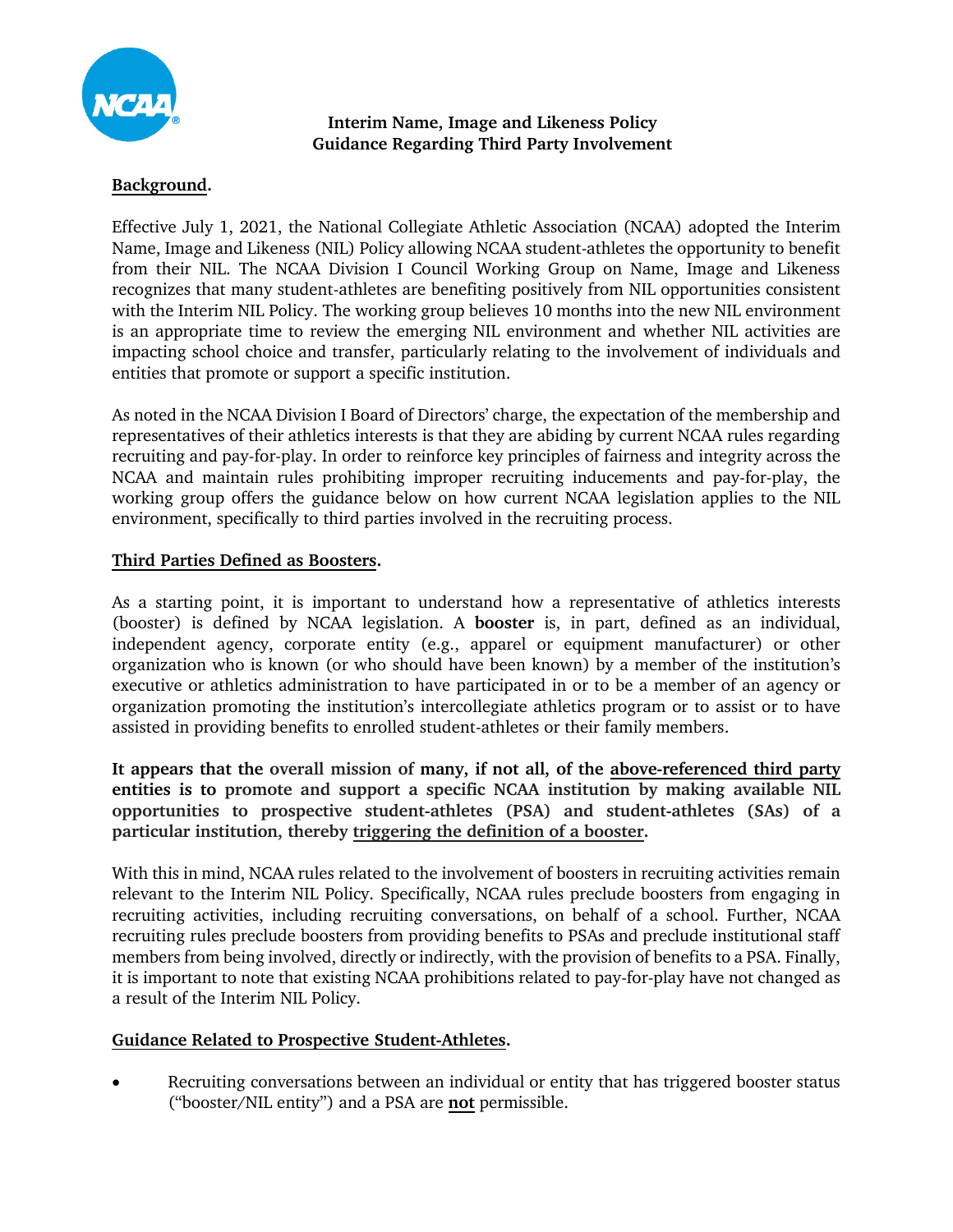**Interim Name, Image and Likeness Policy**
**Guidance Regarding Third Party Involvement**

**Background.**

Effective July 1, 2021, the National Collegiate Athletic Association (NCAA) adopted the Interim Name, Image and Likeness (NIL) Policy allowing NCAA student-athletes the opportunity to benefit from their NIL. The NCAA Division I Council Working Group on Name, Image and Likeness recognizes that many student-athletes are benefiting positively from NIL opportunities consistent with the Interim NIL Policy. The working group believes 10 months into the new NIL environment is an appropriate time to review the emerging NIL environment and whether NIL activities are impacting school choice and transfer, particularly relating to the involvement of individuals and entities that promote or support a specific institution.

As noted in the NCAA Division I Board of Directors' charge, the expectation of the membership and representatives of their athletics interests is that they are abiding by current NCAA rules regarding recruiting and pay-for-play. In order to reinforce key principles of fairness and integrity across the NCAA and maintain rules prohibiting improper recruiting inducements and pay-for-play, the working group offers the guidance below on how current NCAA legislation applies to the NIL environment, specifically to third parties involved in the recruiting process.

**Third Parties Defined as Boosters.**

As a starting point, it is important to understand how a representative of athletics interests (booster) is defined by NCAA legislation. A **booster** is, in part, defined as an individual, independent agency, corporate entity (e.g., apparel or equipment manufacturer) or other organization who is known (or who should have been known) by a member of the institution's executive or athletics administration to have participated in or to be a member of an agency or organization promoting the institution's intercollegiate athletics program or to assist or to have assisted in providing benefits to enrolled student-athletes or their family members.

**It appears that the overall mission of many, if not all, of the above-referenced third party entities is to promote and support a specific NCAA institution by making available NIL opportunities to prospective student-athletes (PSA) and student-athletes (SAs) of a particular institution, thereby triggering the definition of a booster.**

With this in mind, NCAA rules related to the involvement of boosters in recruiting activities remain relevant to the Interim NIL Policy. Specifically, NCAA rules preclude boosters from engaging in recruiting activities, including recruiting conversations, on behalf of a school. Further, NCAA recruiting rules preclude boosters from providing benefits to PSAs and preclude institutional staff members from being involved, directly or indirectly, with the provision of benefits to a PSA. Finally, it is important to note that existing NCAA prohibitions related to pay-for-play have not changed as a result of the Interim NIL Policy.

**Guidance Related to Prospective Student-Athletes.**

- Recruiting conversations between an individual or entity that has triggered booster status ("booster/NIL entity") and a PSA are **not** permissible.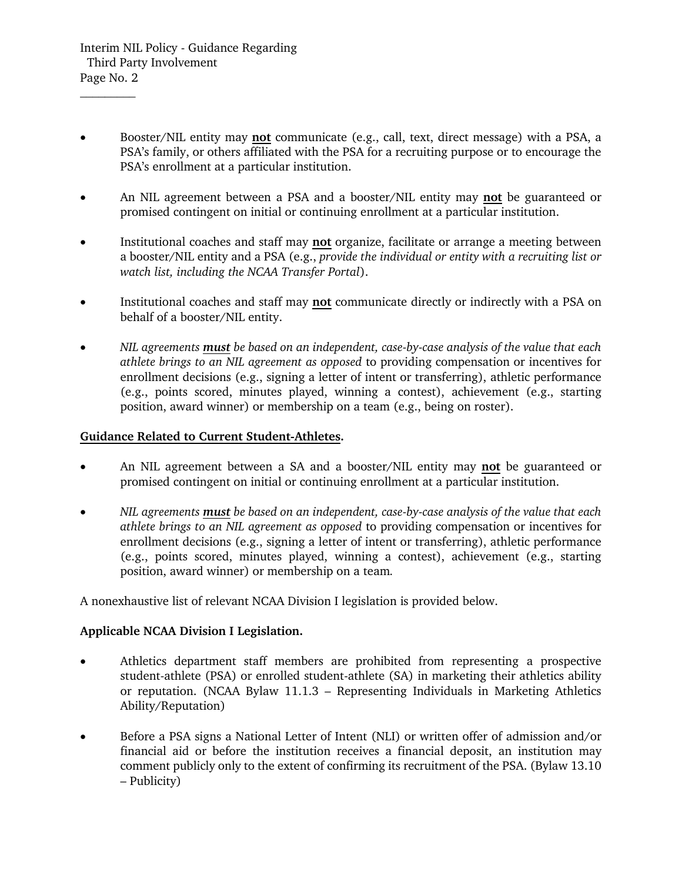- Booster/NIL entity may **not** communicate (e.g., call, text, direct message) with a PSA, a PSA's family, or others affiliated with the PSA for a recruiting purpose or to encourage the PSA's enrollment at a particular institution.

- An NIL agreement between a PSA and a booster/NIL entity may **not** be guaranteed or promised contingent on initial or continuing enrollment at a particular institution.

- Institutional coaches and staff may **not** organize, facilitate or arrange a meeting between a booster/NIL entity and a PSA (e.g., *provide the individual or entity with a recruiting list or watch list, including the NCAA Transfer Portal*).

- Institutional coaches and staff may **not** communicate directly or indirectly with a PSA on behalf of a booster/NIL entity.

- *NIL agreements **must** be based on an independent, case-by-case analysis of the value that each athlete brings to an NIL agreement as opposed* to providing compensation or incentives for enrollment decisions (e.g., signing a letter of intent or transferring), athletic performance (e.g., points scored, minutes played, winning a contest), achievement (e.g., starting position, award winner) or membership on a team (e.g., being on roster).

**Guidance Related to Current Student-Athletes.**

- An NIL agreement between a SA and a booster/NIL entity may **not** be guaranteed or promised contingent on initial or continuing enrollment at a particular institution.

- *NIL agreements **must** be based on an independent, case-by-case analysis of the value that each athlete brings to an NIL agreement as opposed* to providing compensation or incentives for enrollment decisions (e.g., signing a letter of intent or transferring), athletic performance (e.g., points scored, minutes played, winning a contest), achievement (e.g., starting position, award winner) or membership on a team.

A nonexhaustive list of relevant NCAA Division I legislation is provided below.

**Applicable NCAA Division I Legislation.**

- Athletics department staff members are prohibited from representing a prospective student-athlete (PSA) or enrolled student-athlete (SA) in marketing their athletics ability or reputation. (NCAA Bylaw 11.1.3 – Representing Individuals in Marketing Athletics Ability/Reputation)

- Before a PSA signs a National Letter of Intent (NLI) or written offer of admission and/or financial aid or before the institution receives a financial deposit, an institution may comment publicly only to the extent of confirming its recruitment of the PSA. (Bylaw 13.10 – Publicity)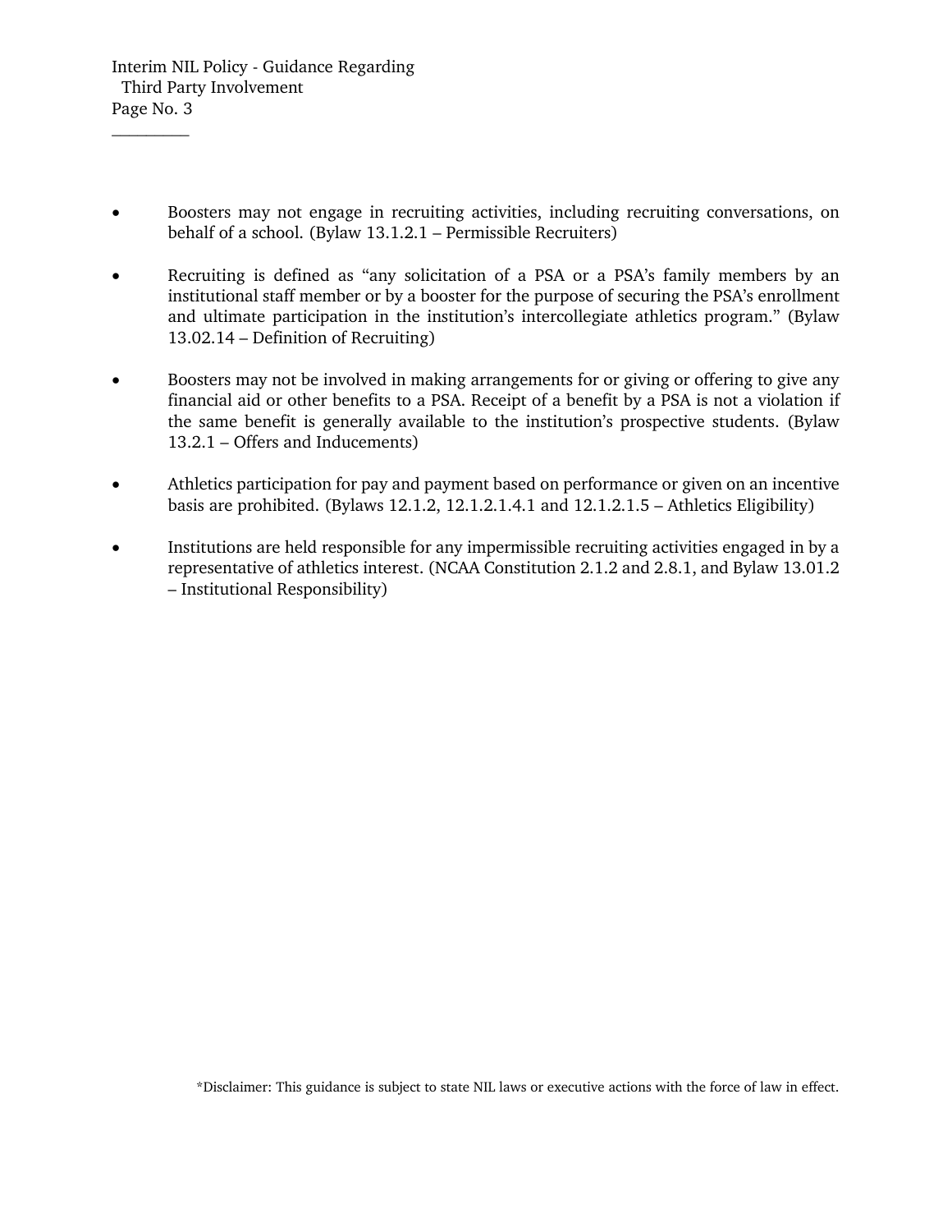- Boosters may not engage in recruiting activities, including recruiting conversations, on behalf of a school. (Bylaw 13.1.2.1 – Permissible Recruiters)

- Recruiting is defined as "any solicitation of a PSA or a PSA's family members by an institutional staff member or by a booster for the purpose of securing the PSA's enrollment and ultimate participation in the institution's intercollegiate athletics program." (Bylaw 13.02.14 – Definition of Recruiting)

- Boosters may not be involved in making arrangements for or giving or offering to give any financial aid or other benefits to a PSA. Receipt of a benefit by a PSA is not a violation if the same benefit is generally available to the institution's prospective students. (Bylaw 13.2.1 – Offers and Inducements)

- Athletics participation for pay and payment based on performance or given on an incentive basis are prohibited. (Bylaws 12.1.2, 12.1.2.1.4.1 and 12.1.2.1.5 – Athletics Eligibility)

- Institutions are held responsible for any impermissible recruiting activities engaged in by a representative of athletics interest. (NCAA Constitution 2.1.2 and 2.8.1, and Bylaw 13.01.2 – Institutional Responsibility)

*Disclaimer: This guidance is subject to state NIL laws or executive actions with the force of law in effect.